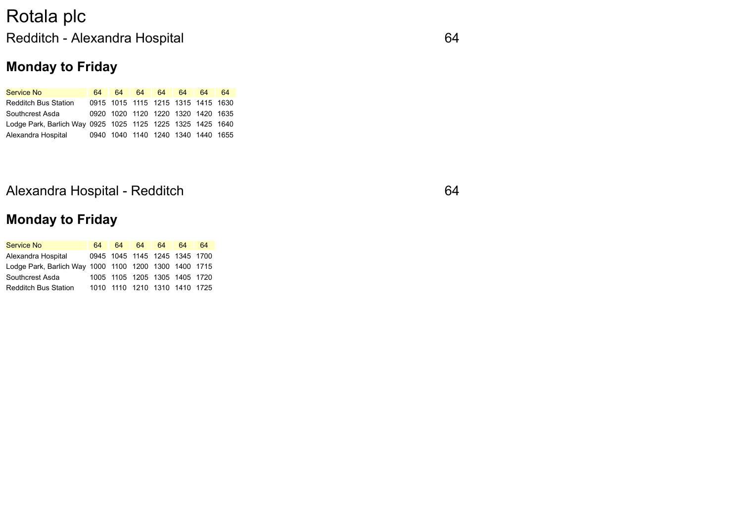# Rotala plc

## Redditch - Alexandra Hospital 64

### Monday to Friday

| Service No | 64 | 64 | 64 | 64 | 64 | 64 | 64 |
|---|---|---|---|---|---|---|---|
| Redditch Bus Station | 0915 | 1015 | 1115 | 1215 | 1315 | 1415 | 1630 |
| Southcrest Asda | 0920 | 1020 | 1120 | 1220 | 1320 | 1420 | 1635 |
| Lodge Park, Barlich Way | 0925 | 1025 | 1125 | 1225 | 1325 | 1425 | 1640 |
| Alexandra Hospital | 0940 | 1040 | 1140 | 1240 | 1340 | 1440 | 1655 |

## Alexandra Hospital - Redditch 64

### Monday to Friday

| Service No | 64 | 64 | 64 | 64 | 64 | 64 |
|---|---|---|---|---|---|---|
| Alexandra Hospital | 0945 | 1045 | 1145 | 1245 | 1345 | 1700 |
| Lodge Park, Barlich Way | 1000 | 1100 | 1200 | 1300 | 1400 | 1715 |
| Southcrest Asda | 1005 | 1105 | 1205 | 1305 | 1405 | 1720 |
| Redditch Bus Station | 1010 | 1110 | 1210 | 1310 | 1410 | 1725 |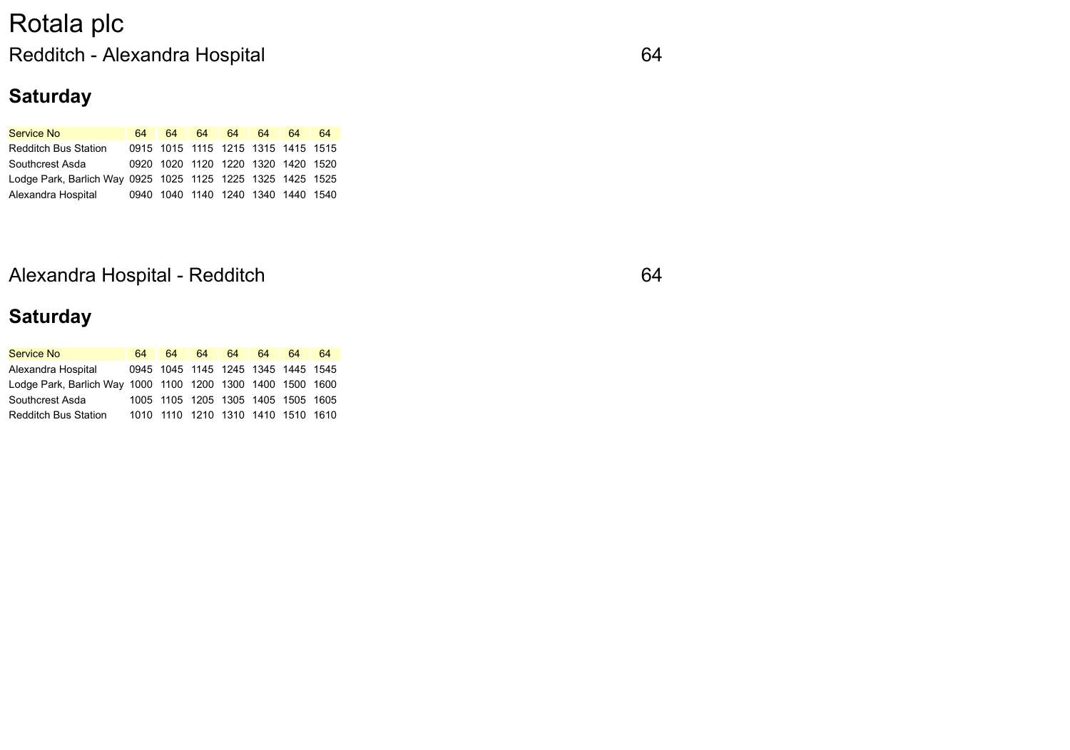# Rotala plc

## Redditch - Alexandra Hospital

64

### Saturday

| Service No | 64 | 64 | 64 | 64 | 64 | 64 | 64 |
|---|---|---|---|---|---|---|---|
| Redditch Bus Station | 0915 | 1015 | 1115 | 1215 | 1315 | 1415 | 1515 |
| Southcrest Asda | 0920 | 1020 | 1120 | 1220 | 1320 | 1420 | 1520 |
| Lodge Park, Barlich Way | 0925 | 1025 | 1125 | 1225 | 1325 | 1425 | 1525 |
| Alexandra Hospital | 0940 | 1040 | 1140 | 1240 | 1340 | 1440 | 1540 |

## Alexandra Hospital - Redditch

64

### Saturday

| Service No | 64 | 64 | 64 | 64 | 64 | 64 | 64 |
|---|---|---|---|---|---|---|---|
| Alexandra Hospital | 0945 | 1045 | 1145 | 1245 | 1345 | 1445 | 1545 |
| Lodge Park, Barlich Way | 1000 | 1100 | 1200 | 1300 | 1400 | 1500 | 1600 |
| Southcrest Asda | 1005 | 1105 | 1205 | 1305 | 1405 | 1505 | 1605 |
| Redditch Bus Station | 1010 | 1110 | 1210 | 1310 | 1410 | 1510 | 1610 |